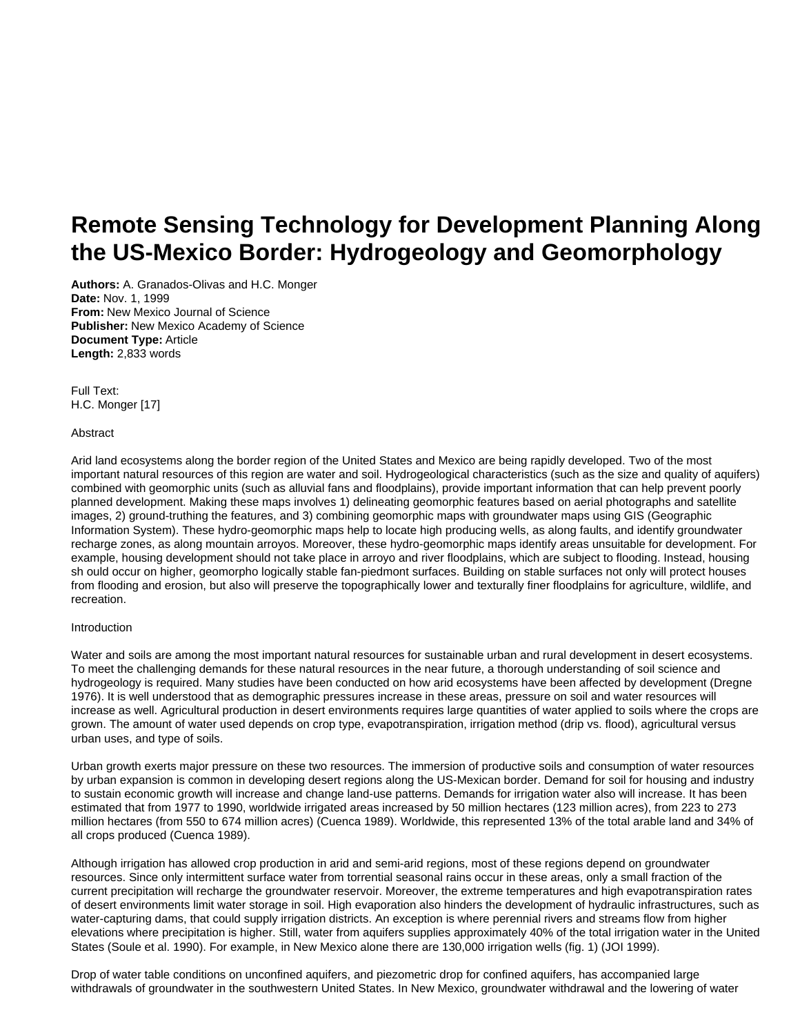# Remote Sensing Technology for Development Planning Along the US-Mexico Border: Hydrogeology and Geomorphology

**Authors:** A. Granados-Olivas and H.C. Monger
**Date:** Nov. 1, 1999
**From:** New Mexico Journal of Science
**Publisher:** New Mexico Academy of Science
**Document Type:** Article
**Length:** 2,833 words

Full Text:
H.C. Monger [17]

Abstract

Arid land ecosystems along the border region of the United States and Mexico are being rapidly developed. Two of the most important natural resources of this region are water and soil. Hydrogeological characteristics (such as the size and quality of aquifers) combined with geomorphic units (such as alluvial fans and floodplains), provide important information that can help prevent poorly planned development. Making these maps involves 1) delineating geomorphic features based on aerial photographs and satellite images, 2) ground-truthing the features, and 3) combining geomorphic maps with groundwater maps using GIS (Geographic Information System). These hydro-geomorphic maps help to locate high producing wells, as along faults, and identify groundwater recharge zones, as along mountain arroyos. Moreover, these hydro-geomorphic maps identify areas unsuitable for development. For example, housing development should not take place in arroyo and river floodplains, which are subject to flooding. Instead, housing sh ould occur on higher, geomorpho logically stable fan-piedmont surfaces. Building on stable surfaces not only will protect houses from flooding and erosion, but also will preserve the topographically lower and texturally finer floodplains for agriculture, wildlife, and recreation.

Introduction

Water and soils are among the most important natural resources for sustainable urban and rural development in desert ecosystems. To meet the challenging demands for these natural resources in the near future, a thorough understanding of soil science and hydrogeology is required. Many studies have been conducted on how arid ecosystems have been affected by development (Dregne 1976). It is well understood that as demographic pressures increase in these areas, pressure on soil and water resources will increase as well. Agricultural production in desert environments requires large quantities of water applied to soils where the crops are grown. The amount of water used depends on crop type, evapotranspiration, irrigation method (drip vs. flood), agricultural versus urban uses, and type of soils.

Urban growth exerts major pressure on these two resources. The immersion of productive soils and consumption of water resources by urban expansion is common in developing desert regions along the US-Mexican border. Demand for soil for housing and industry to sustain economic growth will increase and change land-use patterns. Demands for irrigation water also will increase. It has been estimated that from 1977 to 1990, worldwide irrigated areas increased by 50 million hectares (123 million acres), from 223 to 273 million hectares (from 550 to 674 million acres) (Cuenca 1989). Worldwide, this represented 13% of the total arable land and 34% of all crops produced (Cuenca 1989).

Although irrigation has allowed crop production in arid and semi-arid regions, most of these regions depend on groundwater resources. Since only intermittent surface water from torrential seasonal rains occur in these areas, only a small fraction of the current precipitation will recharge the groundwater reservoir. Moreover, the extreme temperatures and high evapotranspiration rates of desert environments limit water storage in soil. High evaporation also hinders the development of hydraulic infrastructures, such as water-capturing dams, that could supply irrigation districts. An exception is where perennial rivers and streams flow from higher elevations where precipitation is higher. Still, water from aquifers supplies approximately 40% of the total irrigation water in the United States (Soule et al. 1990). For example, in New Mexico alone there are 130,000 irrigation wells (fig. 1) (JOI 1999).

Drop of water table conditions on unconfined aquifers, and piezometric drop for confined aquifers, has accompanied large withdrawals of groundwater in the southwestern United States. In New Mexico, groundwater withdrawal and the lowering of water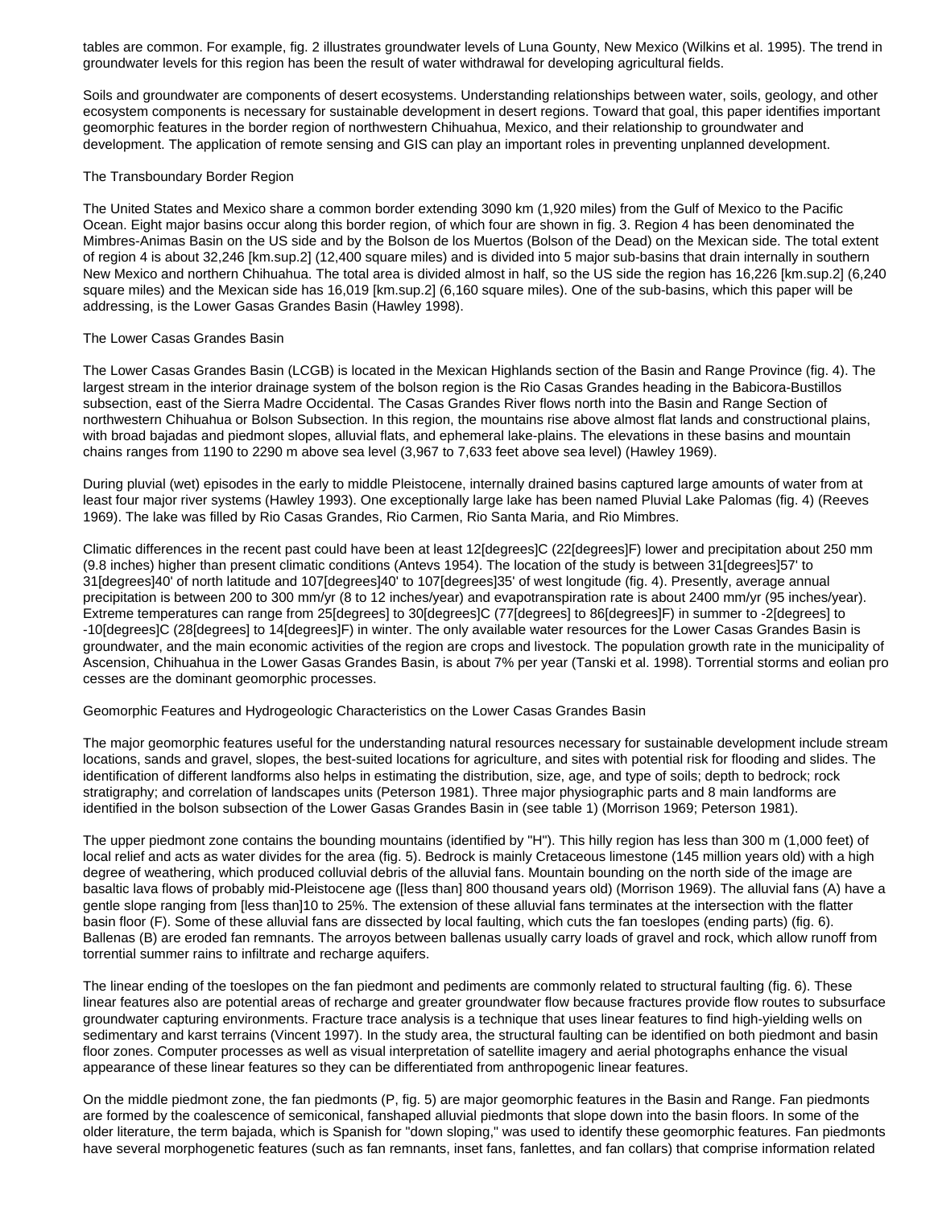tables are common. For example, fig. 2 illustrates groundwater levels of Luna Gounty, New Mexico (Wilkins et al. 1995). The trend in groundwater levels for this region has been the result of water withdrawal for developing agricultural fields.

Soils and groundwater are components of desert ecosystems. Understanding relationships between water, soils, geology, and other ecosystem components is necessary for sustainable development in desert regions. Toward that goal, this paper identifies important geomorphic features in the border region of northwestern Chihuahua, Mexico, and their relationship to groundwater and development. The application of remote sensing and GIS can play an important roles in preventing unplanned development.

## The Transboundary Border Region

The United States and Mexico share a common border extending 3090 km (1,920 miles) from the Gulf of Mexico to the Pacific Ocean. Eight major basins occur along this border region, of which four are shown in fig. 3. Region 4 has been denominated the Mimbres-Animas Basin on the US side and by the Bolson de los Muertos (Bolson of the Dead) on the Mexican side. The total extent of region 4 is about 32,246 [km.sup.2] (12,400 square miles) and is divided into 5 major sub-basins that drain internally in southern New Mexico and northern Chihuahua. The total area is divided almost in half, so the US side the region has 16,226 [km.sup.2] (6,240 square miles) and the Mexican side has 16,019 [km.sup.2] (6,160 square miles). One of the sub-basins, which this paper will be addressing, is the Lower Gasas Grandes Basin (Hawley 1998).

## The Lower Casas Grandes Basin

The Lower Casas Grandes Basin (LCGB) is located in the Mexican Highlands section of the Basin and Range Province (fig. 4). The largest stream in the interior drainage system of the bolson region is the Rio Casas Grandes heading in the Babicora-Bustillos subsection, east of the Sierra Madre Occidental. The Casas Grandes River flows north into the Basin and Range Section of northwestern Chihuahua or Bolson Subsection. In this region, the mountains rise above almost flat lands and constructional plains, with broad bajadas and piedmont slopes, alluvial flats, and ephemeral lake-plains. The elevations in these basins and mountain chains ranges from 1190 to 2290 m above sea level (3,967 to 7,633 feet above sea level) (Hawley 1969).

During pluvial (wet) episodes in the early to middle Pleistocene, internally drained basins captured large amounts of water from at least four major river systems (Hawley 1993). One exceptionally large lake has been named Pluvial Lake Palomas (fig. 4) (Reeves 1969). The lake was filled by Rio Casas Grandes, Rio Carmen, Rio Santa Maria, and Rio Mimbres.

Climatic differences in the recent past could have been at least 12[degrees]C (22[degrees]F) lower and precipitation about 250 mm (9.8 inches) higher than present climatic conditions (Antevs 1954). The location of the study is between 31[degrees]57' to 31[degrees]40' of north latitude and 107[degrees]40' to 107[degrees]35' of west longitude (fig. 4). Presently, average annual precipitation is between 200 to 300 mm/yr (8 to 12 inches/year) and evapotranspiration rate is about 2400 mm/yr (95 inches/year). Extreme temperatures can range from 25[degrees] to 30[degrees]C (77[degrees] to 86[degrees]F) in summer to -2[degrees] to -10[degrees]C (28[degrees] to 14[degrees]F) in winter. The only available water resources for the Lower Casas Grandes Basin is groundwater, and the main economic activities of the region are crops and livestock. The population growth rate in the municipality of Ascension, Chihuahua in the Lower Gasas Grandes Basin, is about 7% per year (Tanski et al. 1998). Torrential storms and eolian pro cesses are the dominant geomorphic processes.

## Geomorphic Features and Hydrogeologic Characteristics on the Lower Casas Grandes Basin

The major geomorphic features useful for the understanding natural resources necessary for sustainable development include stream locations, sands and gravel, slopes, the best-suited locations for agriculture, and sites with potential risk for flooding and slides. The identification of different landforms also helps in estimating the distribution, size, age, and type of soils; depth to bedrock; rock stratigraphy; and correlation of landscapes units (Peterson 1981). Three major physiographic parts and 8 main landforms are identified in the bolson subsection of the Lower Gasas Grandes Basin in (see table 1) (Morrison 1969; Peterson 1981).

The upper piedmont zone contains the bounding mountains (identified by "H"). This hilly region has less than 300 m (1,000 feet) of local relief and acts as water divides for the area (fig. 5). Bedrock is mainly Cretaceous limestone (145 million years old) with a high degree of weathering, which produced colluvial debris of the alluvial fans. Mountain bounding on the north side of the image are basaltic lava flows of probably mid-Pleistocene age ([less than] 800 thousand years old) (Morrison 1969). The alluvial fans (A) have a gentle slope ranging from [less than]10 to 25%. The extension of these alluvial fans terminates at the intersection with the flatter basin floor (F). Some of these alluvial fans are dissected by local faulting, which cuts the fan toeslopes (ending parts) (fig. 6). Ballenas (B) are eroded fan remnants. The arroyos between ballenas usually carry loads of gravel and rock, which allow runoff from torrential summer rains to infiltrate and recharge aquifers.

The linear ending of the toeslopes on the fan piedmont and pediments are commonly related to structural faulting (fig. 6). These linear features also are potential areas of recharge and greater groundwater flow because fractures provide flow routes to subsurface groundwater capturing environments. Fracture trace analysis is a technique that uses linear features to find high-yielding wells on sedimentary and karst terrains (Vincent 1997). In the study area, the structural faulting can be identified on both piedmont and basin floor zones. Computer processes as well as visual interpretation of satellite imagery and aerial photographs enhance the visual appearance of these linear features so they can be differentiated from anthropogenic linear features.

On the middle piedmont zone, the fan piedmonts (P, fig. 5) are major geomorphic features in the Basin and Range. Fan piedmonts are formed by the coalescence of semiconical, fanshaped alluvial piedmonts that slope down into the basin floors. In some of the older literature, the term bajada, which is Spanish for "down sloping," was used to identify these geomorphic features. Fan piedmonts have several morphogenetic features (such as fan remnants, inset fans, fanlettes, and fan collars) that comprise information related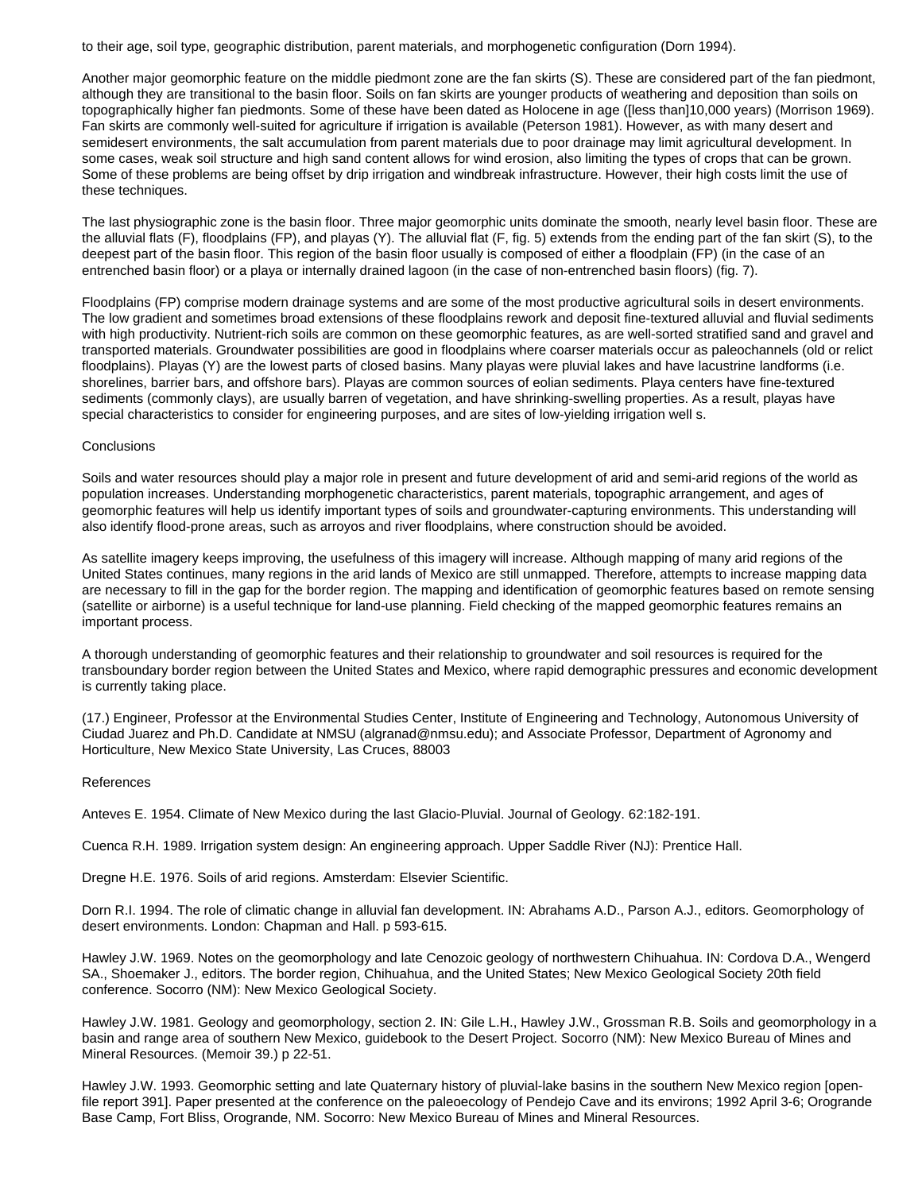to their age, soil type, geographic distribution, parent materials, and morphogenetic configuration (Dorn 1994).

Another major geomorphic feature on the middle piedmont zone are the fan skirts (S). These are considered part of the fan piedmont, although they are transitional to the basin floor. Soils on fan skirts are younger products of weathering and deposition than soils on topographically higher fan piedmonts. Some of these have been dated as Holocene in age ([less than]10,000 years) (Morrison 1969). Fan skirts are commonly well-suited for agriculture if irrigation is available (Peterson 1981). However, as with many desert and semidesert environments, the salt accumulation from parent materials due to poor drainage may limit agricultural development. In some cases, weak soil structure and high sand content allows for wind erosion, also limiting the types of crops that can be grown. Some of these problems are being offset by drip irrigation and windbreak infrastructure. However, their high costs limit the use of these techniques.

The last physiographic zone is the basin floor. Three major geomorphic units dominate the smooth, nearly level basin floor. These are the alluvial flats (F), floodplains (FP), and playas (Y). The alluvial flat (F, fig. 5) extends from the ending part of the fan skirt (S), to the deepest part of the basin floor. This region of the basin floor usually is composed of either a floodplain (FP) (in the case of an entrenched basin floor) or a playa or internally drained lagoon (in the case of non-entrenched basin floors) (fig. 7).

Floodplains (FP) comprise modern drainage systems and are some of the most productive agricultural soils in desert environments. The low gradient and sometimes broad extensions of these floodplains rework and deposit fine-textured alluvial and fluvial sediments with high productivity. Nutrient-rich soils are common on these geomorphic features, as are well-sorted stratified sand and gravel and transported materials. Groundwater possibilities are good in floodplains where coarser materials occur as paleochannels (old or relict floodplains). Playas (Y) are the lowest parts of closed basins. Many playas were pluvial lakes and have lacustrine landforms (i.e. shorelines, barrier bars, and offshore bars). Playas are common sources of eolian sediments. Playa centers have fine-textured sediments (commonly clays), are usually barren of vegetation, and have shrinking-swelling properties. As a result, playas have special characteristics to consider for engineering purposes, and are sites of low-yielding irrigation well s.

## Conclusions

Soils and water resources should play a major role in present and future development of arid and semi-arid regions of the world as population increases. Understanding morphogenetic characteristics, parent materials, topographic arrangement, and ages of geomorphic features will help us identify important types of soils and groundwater-capturing environments. This understanding will also identify flood-prone areas, such as arroyos and river floodplains, where construction should be avoided.

As satellite imagery keeps improving, the usefulness of this imagery will increase. Although mapping of many arid regions of the United States continues, many regions in the arid lands of Mexico are still unmapped. Therefore, attempts to increase mapping data are necessary to fill in the gap for the border region. The mapping and identification of geomorphic features based on remote sensing (satellite or airborne) is a useful technique for land-use planning. Field checking of the mapped geomorphic features remains an important process.

A thorough understanding of geomorphic features and their relationship to groundwater and soil resources is required for the transboundary border region between the United States and Mexico, where rapid demographic pressures and economic development is currently taking place.

(17.) Engineer, Professor at the Environmental Studies Center, Institute of Engineering and Technology, Autonomous University of Ciudad Juarez and Ph.D. Candidate at NMSU (algranad@nmsu.edu); and Associate Professor, Department of Agronomy and Horticulture, New Mexico State University, Las Cruces, 88003

## References

Anteves E. 1954. Climate of New Mexico during the last Glacio-Pluvial. Journal of Geology. 62:182-191.

Cuenca R.H. 1989. Irrigation system design: An engineering approach. Upper Saddle River (NJ): Prentice Hall.

Dregne H.E. 1976. Soils of arid regions. Amsterdam: Elsevier Scientific.

Dorn R.I. 1994. The role of climatic change in alluvial fan development. IN: Abrahams A.D., Parson A.J., editors. Geomorphology of desert environments. London: Chapman and Hall. p 593-615.

Hawley J.W. 1969. Notes on the geomorphology and late Cenozoic geology of northwestern Chihuahua. IN: Cordova D.A., Wengerd SA., Shoemaker J., editors. The border region, Chihuahua, and the United States; New Mexico Geological Society 20th field conference. Socorro (NM): New Mexico Geological Society.

Hawley J.W. 1981. Geology and geomorphology, section 2. IN: Gile L.H., Hawley J.W., Grossman R.B. Soils and geomorphology in a basin and range area of southern New Mexico, guidebook to the Desert Project. Socorro (NM): New Mexico Bureau of Mines and Mineral Resources. (Memoir 39.) p 22-51.

Hawley J.W. 1993. Geomorphic setting and late Quaternary history of pluvial-lake basins in the southern New Mexico region [open-file report 391]. Paper presented at the conference on the paleoecology of Pendejo Cave and its environs; 1992 April 3-6; Orogrande Base Camp, Fort Bliss, Orogrande, NM. Socorro: New Mexico Bureau of Mines and Mineral Resources.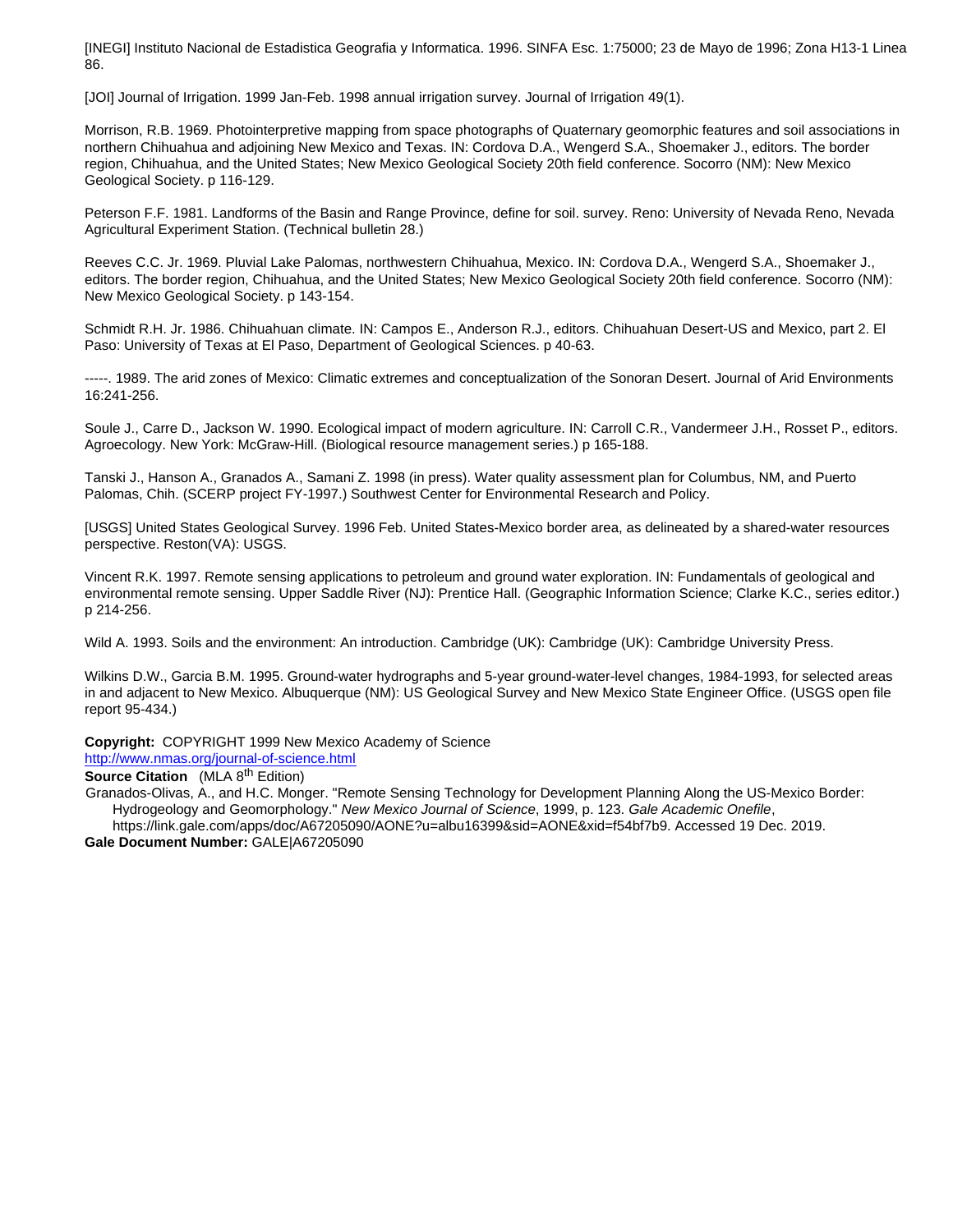[INEGI] Instituto Nacional de Estadistica Geografia y Informatica. 1996. SINFA Esc. 1:75000; 23 de Mayo de 1996; Zona H13-1 Linea 86.

[JOI] Journal of Irrigation. 1999 Jan-Feb. 1998 annual irrigation survey. Journal of Irrigation 49(1).

Morrison, R.B. 1969. Photointerpretive mapping from space photographs of Quaternary geomorphic features and soil associations in northern Chihuahua and adjoining New Mexico and Texas. IN: Cordova D.A., Wengerd S.A., Shoemaker J., editors. The border region, Chihuahua, and the United States; New Mexico Geological Society 20th field conference. Socorro (NM): New Mexico Geological Society. p 116-129.

Peterson F.F. 1981. Landforms of the Basin and Range Province, define for soil. survey. Reno: University of Nevada Reno, Nevada Agricultural Experiment Station. (Technical bulletin 28.)

Reeves C.C. Jr. 1969. Pluvial Lake Palomas, northwestern Chihuahua, Mexico. IN: Cordova D.A., Wengerd S.A., Shoemaker J., editors. The border region, Chihuahua, and the United States; New Mexico Geological Society 20th field conference. Socorro (NM): New Mexico Geological Society. p 143-154.

Schmidt R.H. Jr. 1986. Chihuahuan climate. IN: Campos E., Anderson R.J., editors. Chihuahuan Desert-US and Mexico, part 2. El Paso: University of Texas at El Paso, Department of Geological Sciences. p 40-63.

-----. 1989. The arid zones of Mexico: Climatic extremes and conceptualization of the Sonoran Desert. Journal of Arid Environments 16:241-256.

Soule J., Carre D., Jackson W. 1990. Ecological impact of modern agriculture. IN: Carroll C.R., Vandermeer J.H., Rosset P., editors. Agroecology. New York: McGraw-Hill. (Biological resource management series.) p 165-188.

Tanski J., Hanson A., Granados A., Samani Z. 1998 (in press). Water quality assessment plan for Columbus, NM, and Puerto Palomas, Chih. (SCERP project FY-1997.) Southwest Center for Environmental Research and Policy.

[USGS] United States Geological Survey. 1996 Feb. United States-Mexico border area, as delineated by a shared-water resources perspective. Reston(VA): USGS.

Vincent R.K. 1997. Remote sensing applications to petroleum and ground water exploration. IN: Fundamentals of geological and environmental remote sensing. Upper Saddle River (NJ): Prentice Hall. (Geographic Information Science; Clarke K.C., series editor.) p 214-256.

Wild A. 1993. Soils and the environment: An introduction. Cambridge (UK): Cambridge (UK): Cambridge University Press.

Wilkins D.W., Garcia B.M. 1995. Ground-water hydrographs and 5-year ground-water-level changes, 1984-1993, for selected areas in and adjacent to New Mexico. Albuquerque (NM): US Geological Survey and New Mexico State Engineer Office. (USGS open file report 95-434.)

**Copyright:** COPYRIGHT 1999 New Mexico Academy of Science
http://www.nmas.org/journal-of-science.html
**Source Citation** (MLA 8th Edition)
Granados-Olivas, A., and H.C. Monger. "Remote Sensing Technology for Development Planning Along the US-Mexico Border: Hydrogeology and Geomorphology." *New Mexico Journal of Science*, 1999, p. 123. *Gale Academic Onefile*, https://link.gale.com/apps/doc/A67205090/AONE?u=albu16399&sid=AONE&xid=f54bf7b9. Accessed 19 Dec. 2019.
**Gale Document Number:** GALE|A67205090